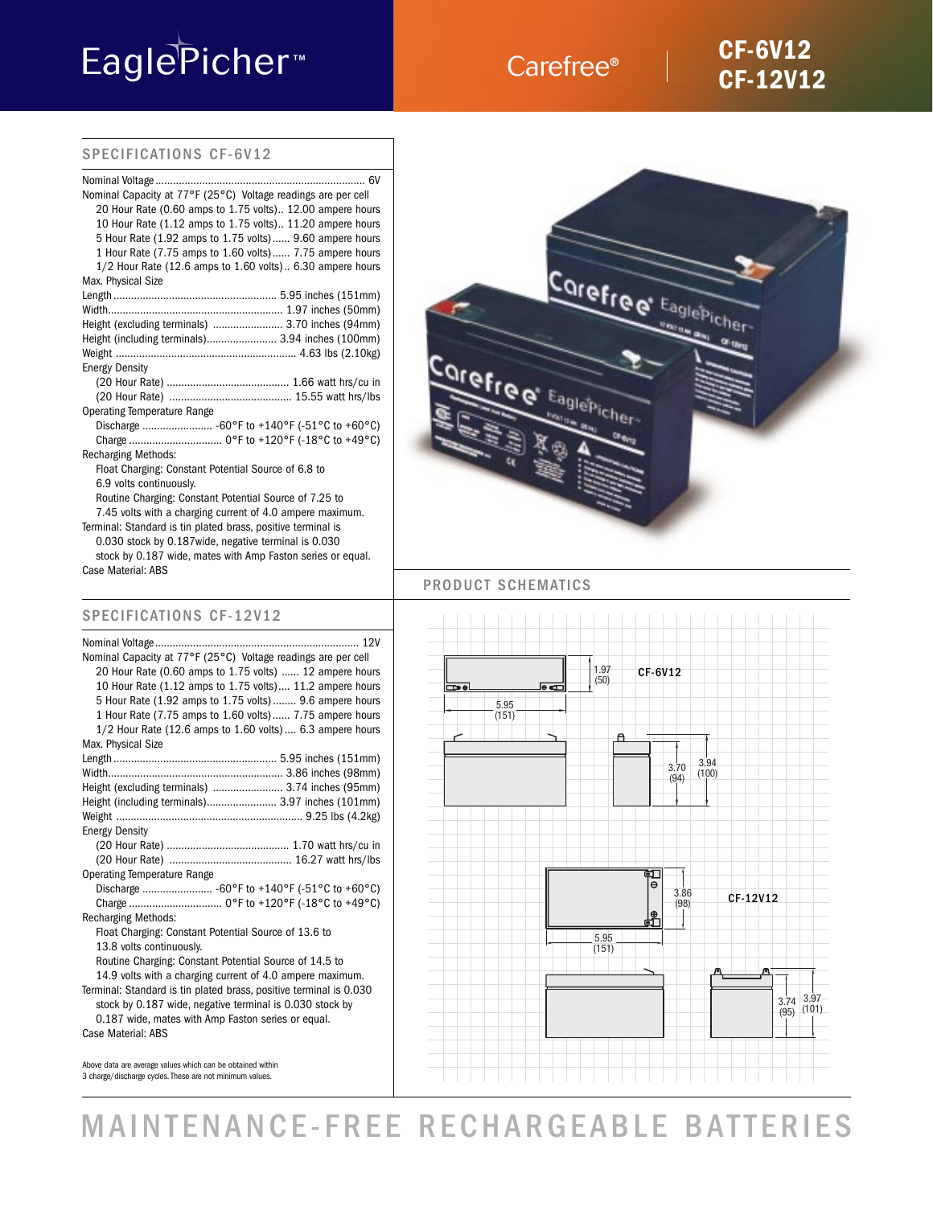# EaglePicher™

Carefree®

# CF-6V12
# CF-12V12

## SPECIFICATIONS CF-6V12

Nominal Voltage ........ 6V

Nominal Capacity at 77°F (25°C) Voltage readings are per cell

- 20 Hour Rate (0.60 amps to 1.75 volts).. 12.00 ampere hours
- 10 Hour Rate (1.12 amps to 1.75 volts).. 11.20 ampere hours
- 5 Hour Rate (1.92 amps to 1.75 volts)...... 9.60 ampere hours
- 1 Hour Rate (7.75 amps to 1.60 volts)...... 7.75 ampere hours
- 1/2 Hour Rate (12.6 amps to 1.60 volts).. 6.30 ampere hours

Max. Physical Size

- Length ........ 5.95 inches (151mm)
- Width........ 1.97 inches (50mm)
- Height (excluding terminals) ........ 3.70 inches (94mm)
- Height (including terminals)........ 3.94 inches (100mm)
- Weight ........ 4.63 lbs (2.10kg)

Energy Density

- (20 Hour Rate) ........ 1.66 watt hrs/cu in
- (20 Hour Rate) ........ 15.55 watt hrs/lbs

Operating Temperature Range

- Discharge ........ -60°F to +140°F (-51°C to +60°C)
- Charge ........ 0°F to +120°F (-18°C to +49°C)

Recharging Methods:

- Float Charging: Constant Potential Source of 6.8 to 6.9 volts continuously.
- Routine Charging: Constant Potential Source of 7.25 to 7.45 volts with a charging current of 4.0 ampere maximum.

Terminal: Standard is tin plated brass, positive terminal is 0.030 stock by 0.187wide, negative terminal is 0.030 stock by 0.187 wide, mates with Amp Faston series or equal.

Case Material: ABS

## SPECIFICATIONS CF-12V12

Nominal Voltage ........ 12V

Nominal Capacity at 77°F (25°C) Voltage readings are per cell

- 20 Hour Rate (0.60 amps to 1.75 volts) ...... 12 ampere hours
- 10 Hour Rate (1.12 amps to 1.75 volts).... 11.2 ampere hours
- 5 Hour Rate (1.92 amps to 1.75 volts)........ 9.6 ampere hours
- 1 Hour Rate (7.75 amps to 1.60 volts)...... 7.75 ampere hours
- 1/2 Hour Rate (12.6 amps to 1.60 volts).... 6.3 ampere hours

Max. Physical Size

- Length ........ 5.95 inches (151mm)
- Width........ 3.86 inches (98mm)
- Height (excluding terminals) ........ 3.74 inches (95mm)
- Height (including terminals)........ 3.97 inches (101mm)
- Weight ........ 9.25 lbs (4.2kg)

Energy Density

- (20 Hour Rate) ........ 1.70 watt hrs/cu in
- (20 Hour Rate) ........ 16.27 watt hrs/lbs

Operating Temperature Range

- Discharge ........ -60°F to +140°F (-51°C to +60°C)
- Charge ........ 0°F to +120°F (-18°C to +49°C)

Recharging Methods:

- Float Charging: Constant Potential Source of 13.6 to 13.8 volts continuously.
- Routine Charging: Constant Potential Source of 14.5 to 14.9 volts with a charging current of 4.0 ampere maximum.

Terminal: Standard is tin plated brass, positive terminal is 0.030 stock by 0.187 wide, negative terminal is 0.030 stock by 0.187 wide, mates with Amp Faston series or equal.

Case Material: ABS

Above data are average values which can be obtained within 3 charge/discharge cycles. These are not minimum values.

## PRODUCT SCHEMATICS

CF-6V12: 5.95 (151) × 1.97 (50); height 3.70 (94) / 3.94 (100)

CF-12V12: 5.95 (151) × 3.86 (98); height 3.74 (95) / 3.97 (101)

# MAINTENANCE-FREE RECHARGEABLE BATTERIES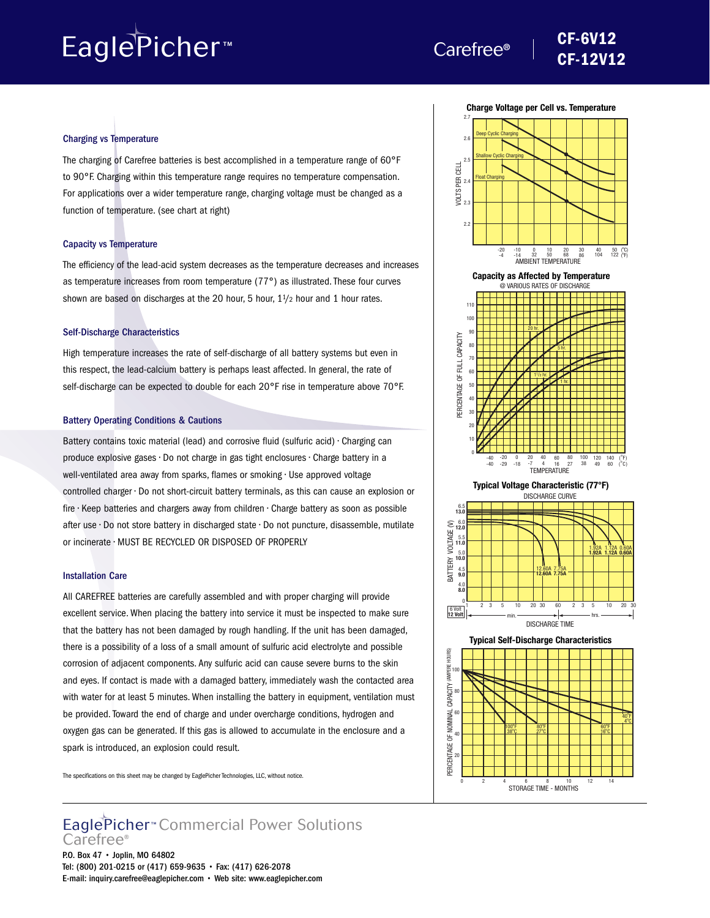## Charging vs Temperature

The charging of Carefree batteries is best accomplished in a temperature range of 60°F to 90°F. Charging within this temperature range requires no temperature compensation. For applications over a wider temperature range, charging voltage must be changed as a function of temperature. (see chart at right)

## Capacity vs Temperature

The efficiency of the lead-acid system decreases as the temperature decreases and increases as temperature increases from room temperature (77°) as illustrated. These four curves shown are based on discharges at the 20 hour, 5 hour, 1½ hour and 1 hour rates.

## Self-Discharge Characteristics

High temperature increases the rate of self-discharge of all battery systems but even in this respect, the lead-calcium battery is perhaps least affected. In general, the rate of self-discharge can be expected to double for each 20°F rise in temperature above 70°F.

## Battery Operating Conditions & Cautions

Battery contains toxic material (lead) and corrosive fluid (sulfuric acid) · Charging can produce explosive gases · Do not charge in gas tight enclosures · Charge battery in a well-ventilated area away from sparks, flames or smoking · Use approved voltage controlled charger · Do not short-circuit battery terminals, as this can cause an explosion or fire · Keep batteries and chargers away from children · Charge battery as soon as possible after use · Do not store battery in discharged state · Do not puncture, disassemble, mutilate or incinerate · MUST BE RECYCLED OR DISPOSED OF PROPERLY

## Installation Care

All CAREFREE batteries are carefully assembled and with proper charging will provide excellent service. When placing the battery into service it must be inspected to make sure that the battery has not been damaged by rough handling. If the unit has been damaged, there is a possibility of a loss of a small amount of sulfuric acid electrolyte and possible corrosion of adjacent components. Any sulfuric acid can cause severe burns to the skin and eyes. If contact is made with a damaged battery, immediately wash the contacted area with water for at least 5 minutes. When installing the battery in equipment, ventilation must be provided. Toward the end of charge and under overcharge conditions, hydrogen and oxygen gas can be generated. If this gas is allowed to accumulate in the enclosure and a spark is introduced, an explosion could result.

The specifications on this sheet may be changed by EaglePicher Technologies, LLC, without notice.

### Charge Voltage per Cell vs. Temperature

VOLTS PER CELL
2.7
2.6
2.5
2.4
2.3
2.2
Deep Cyclic Charging
Shallow Cyclic Charging
Float Charging
-20 -10 0 10 20 30 40 50 (°C)
-4 14 32 50 68 86 104 122 (°F)
AMBIENT TEMPERATURE

### Capacity as Affected by Temperature

@ VARIOUS RATES OF DISCHARGE

PERCENTAGE OF FULL CAPACITY
110
100
90
80
70
60
50
40
30
20
10
0
20 hr.
5 hr.
1½ hr.
1 hr.
-40 -20 0 20 40 60 80 100 120 140 (°F)
-40 -29 -18 -7 4 16 27 38 49 60 (°C)
TEMPERATURE

### Typical Voltage Characteristic (77°F)

DISCHARGE CURVE

BATTERY VOLTAGE (V)
6.5 / 13.0
6.0 / 12.0
5.5 / 11.0
5.0 / 10.0
4.5 / 9.0
4.0 / 8.0
0
1.92A 1.12A 0.60A
1.92A 1.12A 0.60A
12.60A 7.75A
12.60A 7.75A
6 Volt
12 Volt
1 2 3 5 10 20 30 60 2 3 5 10 20 30
min. hrs.
DISCHARGE TIME

### Typical Self-Discharge Characteristics

PERCENTAGE OF NOMINAL CAPACITY (AMPERE HOURS)
100
80
60
40
20
100°F 38°C
80°F 27°C
60°F 16°C
40°F 4°C
0 2 4 6 8 10 12 14
STORAGE TIME - MONTHS

EaglePicher™ Commercial Power Solutions
Carefree®

P.O. Box 47 • Joplin, MO 64802
Tel: (800) 201-0215 or (417) 659-9635 • Fax: (417) 626-2078
E-mail: inquiry.carefree@eaglepicher.com • Web site: www.eaglepicher.com